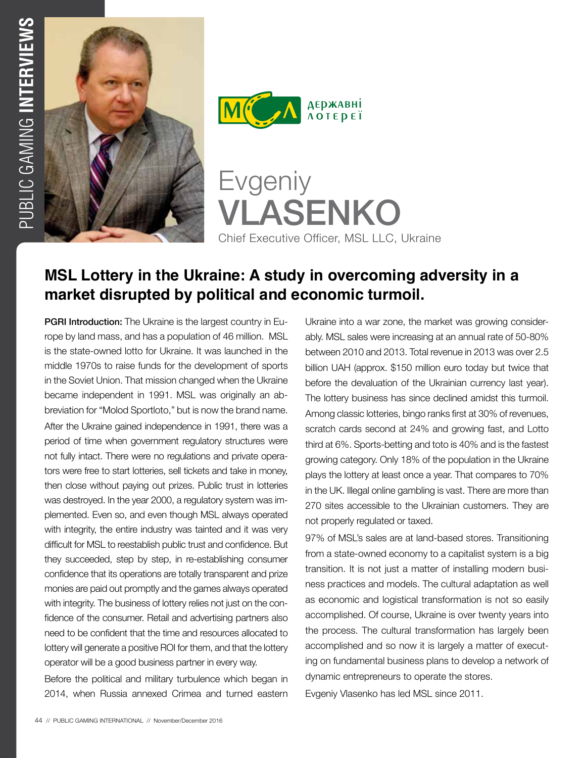ДЕРЖАВНІ ЛОТЕРЕЇ

# Evgeniy VLASENKO

Chief Executive Officer, MSL LLC, Ukraine

## MSL Lottery in the Ukraine: A study in overcoming adversity in a market disrupted by political and economic turmoil.

**PGRI Introduction:** The Ukraine is the largest country in Europe by land mass, and has a population of 46 million. MSL is the state-owned lotto for Ukraine. It was launched in the middle 1970s to raise funds for the development of sports in the Soviet Union. That mission changed when the Ukraine became independent in 1991. MSL was originally an abbreviation for "Molod Sportloto," but is now the brand name. After the Ukraine gained independence in 1991, there was a period of time when government regulatory structures were not fully intact. There were no regulations and private operators were free to start lotteries, sell tickets and take in money, then close without paying out prizes. Public trust in lotteries was destroyed. In the year 2000, a regulatory system was implemented. Even so, and even though MSL always operated with integrity, the entire industry was tainted and it was very difficult for MSL to reestablish public trust and confidence. But they succeeded, step by step, in re-establishing consumer confidence that its operations are totally transparent and prize monies are paid out promptly and the games always operated with integrity. The business of lottery relies not just on the confidence of the consumer. Retail and advertising partners also need to be confident that the time and resources allocated to lottery will generate a positive ROI for them, and that the lottery operator will be a good business partner in every way.

Before the political and military turbulence which began in 2014, when Russia annexed Crimea and turned eastern Ukraine into a war zone, the market was growing considerably. MSL sales were increasing at an annual rate of 50-80% between 2010 and 2013. Total revenue in 2013 was over 2.5 billion UAH (approx. $150 million euro today but twice that before the devaluation of the Ukrainian currency last year). The lottery business has since declined amidst this turmoil. Among classic lotteries, bingo ranks first at 30% of revenues, scratch cards second at 24% and growing fast, and Lotto third at 6%. Sports-betting and toto is 40% and is the fastest growing category. Only 18% of the population in the Ukraine plays the lottery at least once a year. That compares to 70% in the UK. Illegal online gambling is vast. There are more than 270 sites accessible to the Ukrainian customers. They are not properly regulated or taxed.

97% of MSL's sales are at land-based stores. Transitioning from a state-owned economy to a capitalist system is a big transition. It is not just a matter of installing modern business practices and models. The cultural adaptation as well as economic and logistical transformation is not so easily accomplished. Of course, Ukraine is over twenty years into the process. The cultural transformation has largely been accomplished and so now it is largely a matter of executing on fundamental business plans to develop a network of dynamic entrepreneurs to operate the stores.

Evgeniy Vlasenko has led MSL since 2011.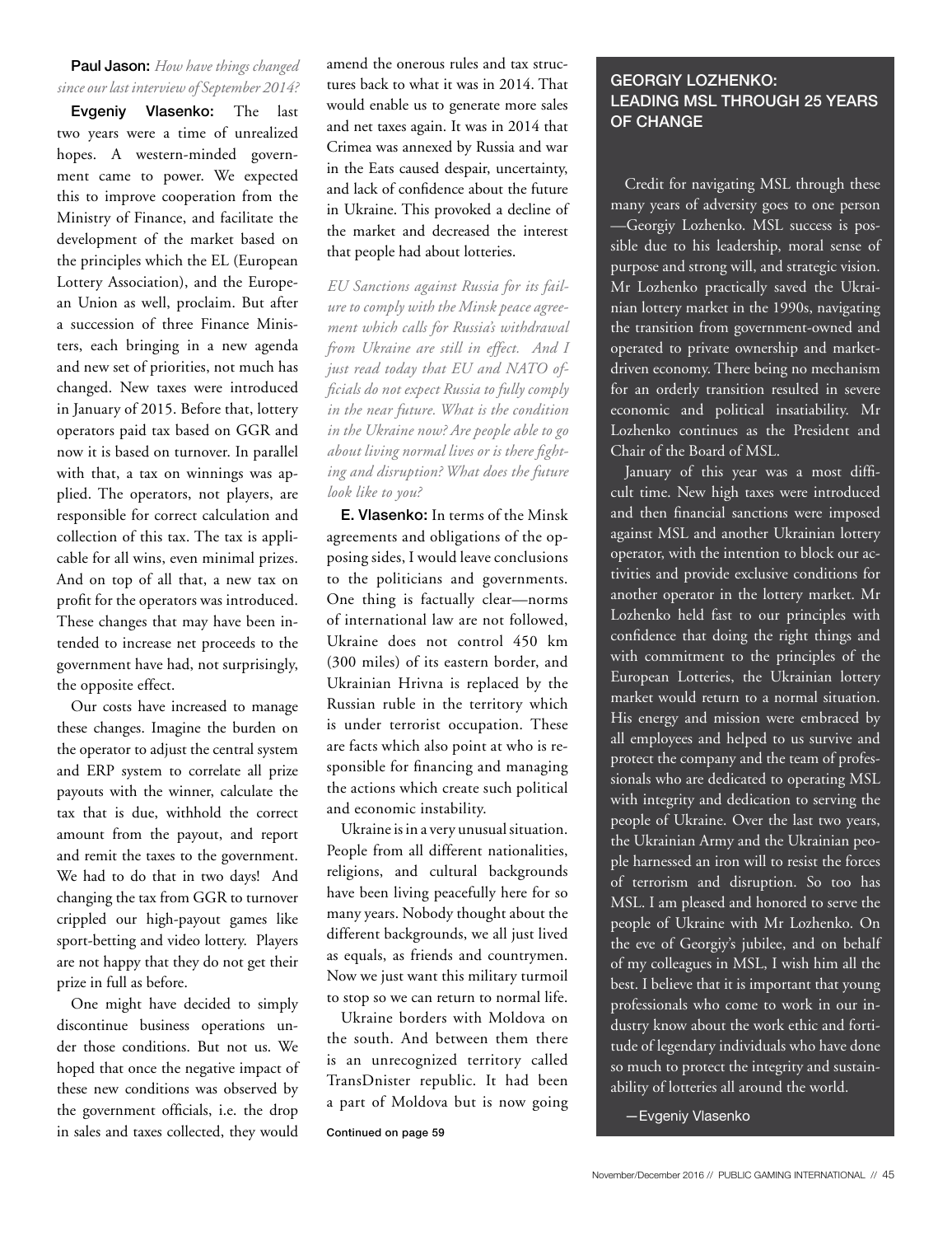**Paul Jason:** *How have things changed since our last interview of September 2014?*

**Evgeniy Vlasenko:** The last two years were a time of unrealized hopes. A western-minded government came to power. We expected this to improve cooperation from the Ministry of Finance, and facilitate the development of the market based on the principles which the EL (European Lottery Association), and the European Union as well, proclaim. But after a succession of three Finance Ministers, each bringing in a new agenda and new set of priorities, not much has changed. New taxes were introduced in January of 2015. Before that, lottery operators paid tax based on GGR and now it is based on turnover. In parallel with that, a tax on winnings was applied. The operators, not players, are responsible for correct calculation and collection of this tax. The tax is applicable for all wins, even minimal prizes. And on top of all that, a new tax on profit for the operators was introduced. These changes that may have been intended to increase net proceeds to the government have had, not surprisingly, the opposite effect.

Our costs have increased to manage these changes. Imagine the burden on the operator to adjust the central system and ERP system to correlate all prize payouts with the winner, calculate the tax that is due, withhold the correct amount from the payout, and report and remit the taxes to the government. We had to do that in two days! And changing the tax from GGR to turnover crippled our high-payout games like sport-betting and video lottery. Players are not happy that they do not get their prize in full as before.

One might have decided to simply discontinue business operations under those conditions. But not us. We hoped that once the negative impact of these new conditions was observed by the government officials, i.e. the drop in sales and taxes collected, they would amend the onerous rules and tax structures back to what it was in 2014. That would enable us to generate more sales and net taxes again. It was in 2014 that Crimea was annexed by Russia and war in the Eats caused despair, uncertainty, and lack of confidence about the future in Ukraine. This provoked a decline of the market and decreased the interest that people had about lotteries.

*EU Sanctions against Russia for its failure to comply with the Minsk peace agreement which calls for Russia's withdrawal from Ukraine are still in effect. And I just read today that EU and NATO officials do not expect Russia to fully comply in the near future. What is the condition in the Ukraine now? Are people able to go about living normal lives or is there fighting and disruption? What does the future look like to you?*

**E. Vlasenko:** In terms of the Minsk agreements and obligations of the opposing sides, I would leave conclusions to the politicians and governments. One thing is factually clear—norms of international law are not followed, Ukraine does not control 450 km (300 miles) of its eastern border, and Ukrainian Hrivna is replaced by the Russian ruble in the territory which is under terrorist occupation. These are facts which also point at who is responsible for financing and managing the actions which create such political and economic instability.

Ukraine is in a very unusual situation. People from all different nationalities, religions, and cultural backgrounds have been living peacefully here for so many years. Nobody thought about the different backgrounds, we all just lived as equals, as friends and countrymen. Now we just want this military turmoil to stop so we can return to normal life.

Ukraine borders with Moldova on the south. And between them there is an unrecognized territory called TransDnister republic. It had been a part of Moldova but is now going

Continued on page 59

## GEORGIY LOZHENKO: LEADING MSL THROUGH 25 YEARS OF CHANGE

Credit for navigating MSL through these many years of adversity goes to one person —Georgiy Lozhenko. MSL success is possible due to his leadership, moral sense of purpose and strong will, and strategic vision. Mr Lozhenko practically saved the Ukrainian lottery market in the 1990s, navigating the transition from government-owned and operated to private ownership and market-driven economy. There being no mechanism for an orderly transition resulted in severe economic and political insatiability. Mr Lozhenko continues as the President and Chair of the Board of MSL.

January of this year was a most difficult time. New high taxes were introduced and then financial sanctions were imposed against MSL and another Ukrainian lottery operator, with the intention to block our activities and provide exclusive conditions for another operator in the lottery market. Mr Lozhenko held fast to our principles with confidence that doing the right things and with commitment to the principles of the European Lotteries, the Ukrainian lottery market would return to a normal situation. His energy and mission were embraced by all employees and helped to us survive and protect the company and the team of professionals who are dedicated to operating MSL with integrity and dedication to serving the people of Ukraine. Over the last two years, the Ukrainian Army and the Ukrainian people harnessed an iron will to resist the forces of terrorism and disruption. So too has MSL. I am pleased and honored to serve the people of Ukraine with Mr Lozhenko. On the eve of Georgiy's jubilee, and on behalf of my colleagues in MSL, I wish him all the best. I believe that it is important that young professionals who come to work in our industry know about the work ethic and fortitude of legendary individuals who have done so much to protect the integrity and sustainability of lotteries all around the world.

—Evgeniy Vlasenko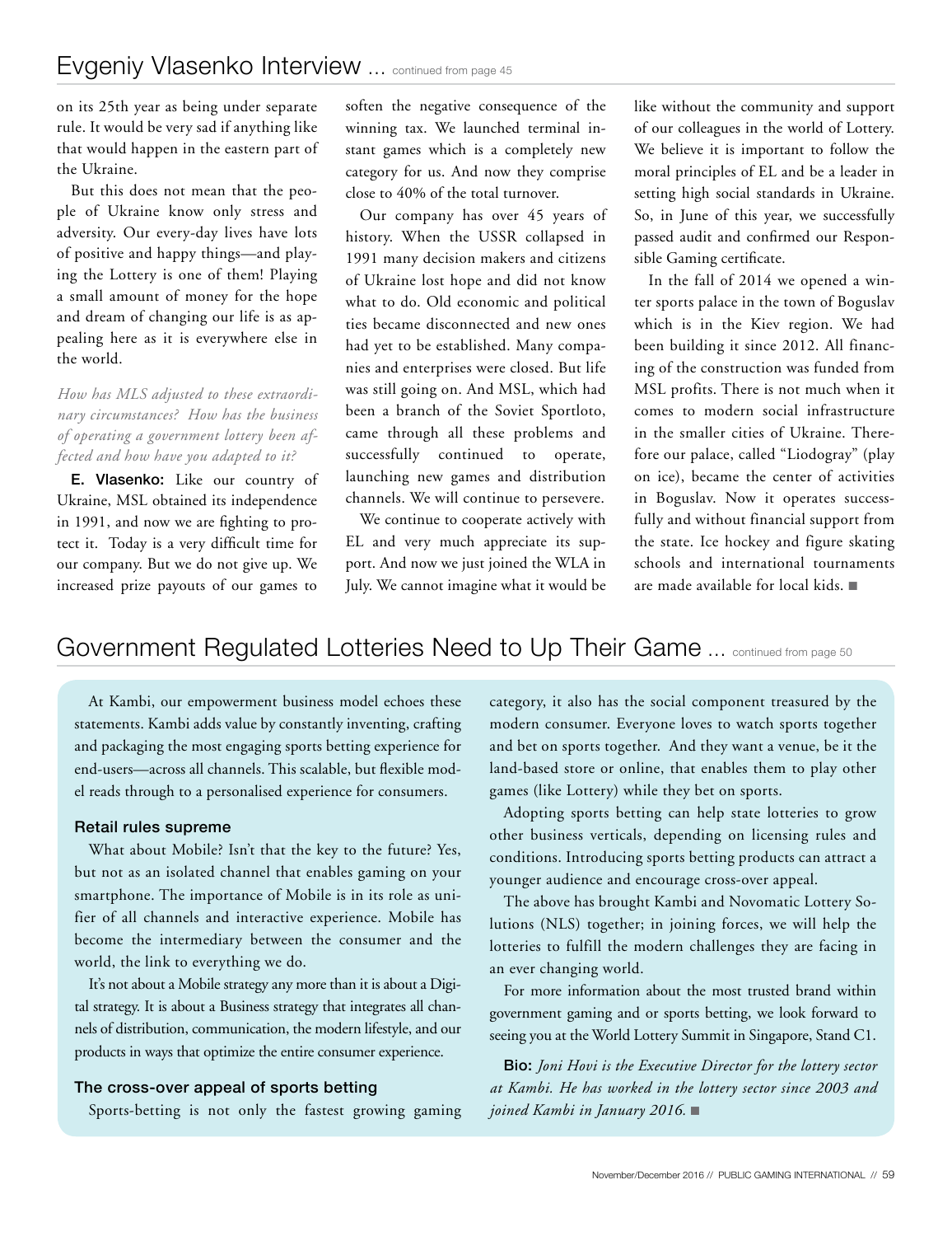## Evgeniy Vlasenko Interview ... continued from page 45

on its 25th year as being under separate rule. It would be very sad if anything like that would happen in the eastern part of the Ukraine.

But this does not mean that the people of Ukraine know only stress and adversity. Our every-day lives have lots of positive and happy things—and playing the Lottery is one of them! Playing a small amount of money for the hope and dream of changing our life is as appealing here as it is everywhere else in the world.

*How has MLS adjusted to these extraordinary circumstances? How has the business of operating a government lottery been affected and how have you adapted to it?*

**E. Vlasenko:** Like our country of Ukraine, MSL obtained its independence in 1991, and now we are fighting to protect it. Today is a very difficult time for our company. But we do not give up. We increased prize payouts of our games to soften the negative consequence of the winning tax. We launched terminal instant games which is a completely new category for us. And now they comprise close to 40% of the total turnover.

Our company has over 45 years of history. When the USSR collapsed in 1991 many decision makers and citizens of Ukraine lost hope and did not know what to do. Old economic and political ties became disconnected and new ones had yet to be established. Many companies and enterprises were closed. But life was still going on. And MSL, which had been a branch of the Soviet Sportloto, came through all these problems and successfully continued to operate, launching new games and distribution channels. We will continue to persevere.

We continue to cooperate actively with EL and very much appreciate its support. And now we just joined the WLA in July. We cannot imagine what it would be like without the community and support of our colleagues in the world of Lottery. We believe it is important to follow the moral principles of EL and be a leader in setting high social standards in Ukraine. So, in June of this year, we successfully passed audit and confirmed our Responsible Gaming certificate.

In the fall of 2014 we opened a winter sports palace in the town of Boguslav which is in the Kiev region. We had been building it since 2012. All financing of the construction was funded from MSL profits. There is not much when it comes to modern social infrastructure in the smaller cities of Ukraine. Therefore our palace, called "Liodogray" (play on ice), became the center of activities in Boguslav. Now it operates successfully and without financial support from the state. Ice hockey and figure skating schools and international tournaments are made available for local kids. ■

## Government Regulated Lotteries Need to Up Their Game ... continued from page 50

At Kambi, our empowerment business model echoes these statements. Kambi adds value by constantly inventing, crafting and packaging the most engaging sports betting experience for end-users—across all channels. This scalable, but flexible model reads through to a personalised experience for consumers.

### Retail rules supreme

What about Mobile? Isn't that the key to the future? Yes, but not as an isolated channel that enables gaming on your smartphone. The importance of Mobile is in its role as unifier of all channels and interactive experience. Mobile has become the intermediary between the consumer and the world, the link to everything we do.

It's not about a Mobile strategy any more than it is about a Digital strategy. It is about a Business strategy that integrates all channels of distribution, communication, the modern lifestyle, and our products in ways that optimize the entire consumer experience.

### The cross-over appeal of sports betting

Sports-betting is not only the fastest growing gaming category, it also has the social component treasured by the modern consumer. Everyone loves to watch sports together and bet on sports together. And they want a venue, be it the land-based store or online, that enables them to play other games (like Lottery) while they bet on sports.

Adopting sports betting can help state lotteries to grow other business verticals, depending on licensing rules and conditions. Introducing sports betting products can attract a younger audience and encourage cross-over appeal.

The above has brought Kambi and Novomatic Lottery Solutions (NLS) together; in joining forces, we will help the lotteries to fulfill the modern challenges they are facing in an ever changing world.

For more information about the most trusted brand within government gaming and or sports betting, we look forward to seeing you at the World Lottery Summit in Singapore, Stand C1.

**Bio:** *Joni Hovi is the Executive Director for the lottery sector at Kambi. He has worked in the lottery sector since 2003 and joined Kambi in January 2016.* ■